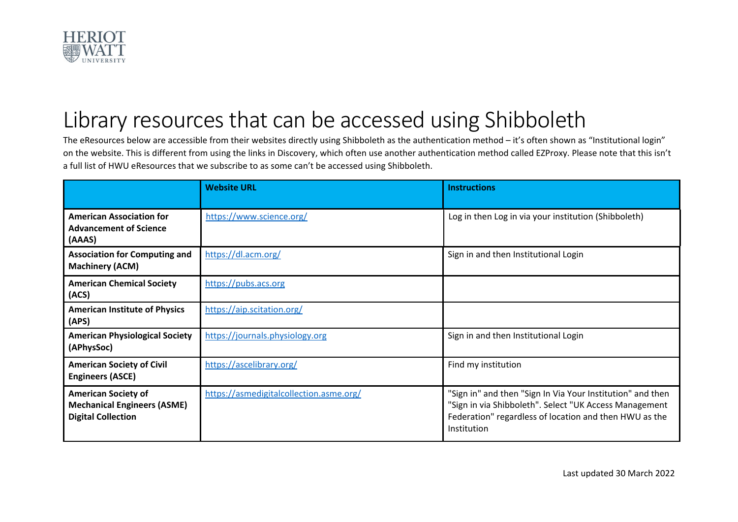# Library resources that can be accessed using Shibboleth

The eResources below are accessible from their websites directly using Shibboleth as the authentication method – it's often shown as "Institutional login" on the website. This is different from using the links in Discovery, which often use another authentication method called EZProxy. Please note that this isn't a full list of HWU eResources that we subscribe to as some can't be accessed using Shibboleth.

| | Website URL | Instructions |
|---|---|---|
| **American Association for Advancement of Science (AAAS)** | https://www.science.org/ | Log in then Log in via your institution (Shibboleth) |
| **Association for Computing and Machinery (ACM)** | https://dl.acm.org/ | Sign in and then Institutional Login |
| **American Chemical Society (ACS)** | https://pubs.acs.org | |
| **American Institute of Physics (APS)** | https://aip.scitation.org/ | |
| **American Physiological Society (APhysSoc)** | https://journals.physiology.org | Sign in and then Institutional Login |
| **American Society of Civil Engineers (ASCE)** | https://ascelibrary.org/ | Find my institution |
| **American Society of Mechanical Engineers (ASME) Digital Collection** | https://asmedigitalcollection.asme.org/ | "Sign in" and then "Sign In Via Your Institution" and then "Sign in via Shibboleth". Select "UK Access Management Federation" regardless of location and then HWU as the Institution |

Last updated 30 March 2022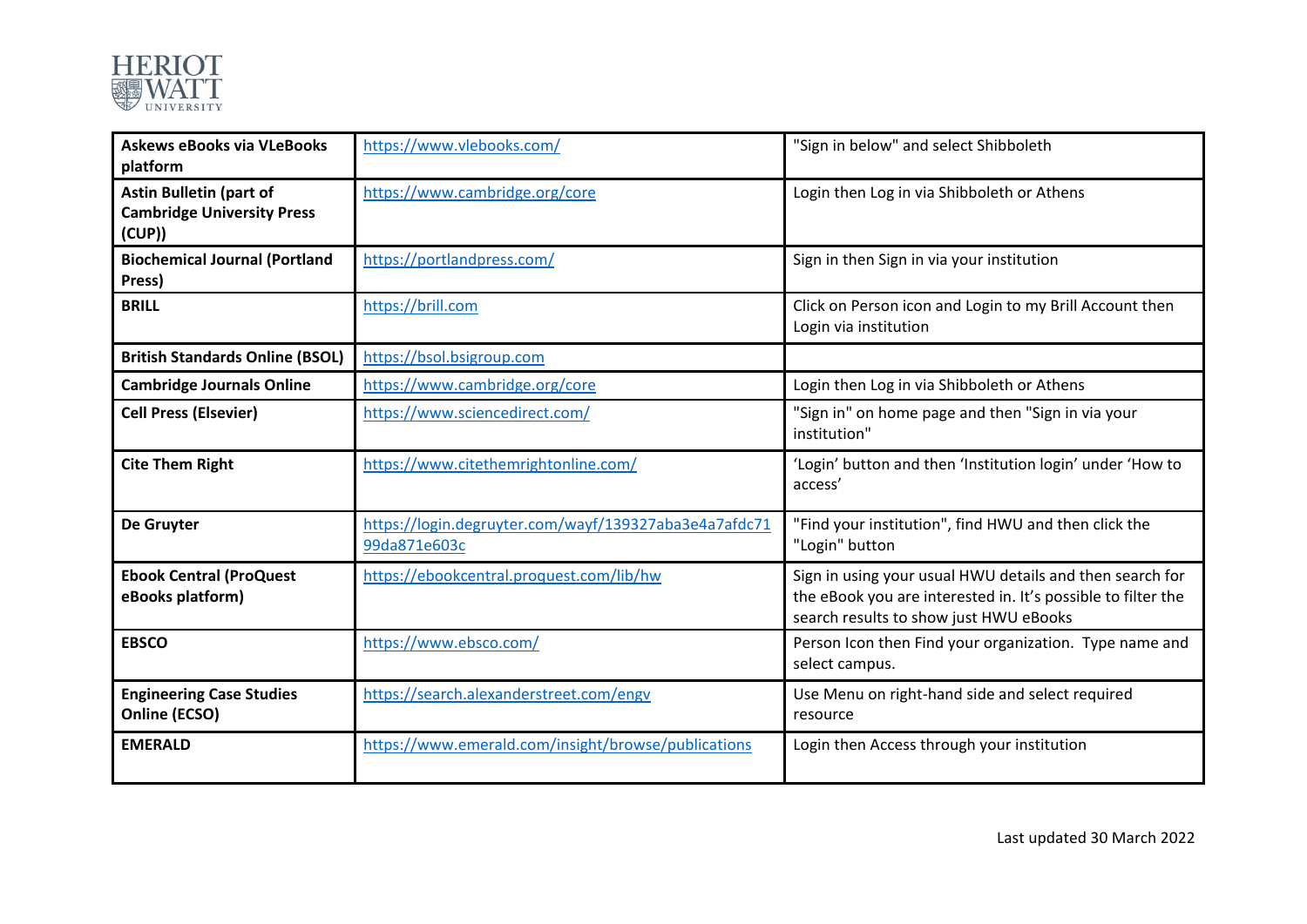| **Askews eBooks via VLeBooks platform** | https://www.vlebooks.com/ | "Sign in below" and select Shibboleth |
|---|---|---|
| **Astin Bulletin (part of Cambridge University Press (CUP))** | https://www.cambridge.org/core | Login then Log in via Shibboleth or Athens |
| **Biochemical Journal (Portland Press)** | https://portlandpress.com/ | Sign in then Sign in via your institution |
| **BRILL** | https://brill.com | Click on Person icon and Login to my Brill Account then Login via institution |
| **British Standards Online (BSOL)** | https://bsol.bsigroup.com | |
| **Cambridge Journals Online** | https://www.cambridge.org/core | Login then Log in via Shibboleth or Athens |
| **Cell Press (Elsevier)** | https://www.sciencedirect.com/ | "Sign in" on home page and then "Sign in via your institution" |
| **Cite Them Right** | https://www.citethemrightonline.com/ | 'Login' button and then 'Institution login' under 'How to access' |
| **De Gruyter** | https://login.degruyter.com/wayf/139327aba3e4a7afdc7199da871e603c | "Find your institution", find HWU and then click the "Login" button |
| **Ebook Central (ProQuest eBooks platform)** | https://ebookcentral.proquest.com/lib/hw | Sign in using your usual HWU details and then search for the eBook you are interested in. It's possible to filter the search results to show just HWU eBooks |
| **EBSCO** | https://www.ebsco.com/ | Person Icon then Find your organization. Type name and select campus. |
| **Engineering Case Studies Online (ECSO)** | https://search.alexanderstreet.com/engv | Use Menu on right-hand side and select required resource |
| **EMERALD** | https://www.emerald.com/insight/browse/publications | Login then Access through your institution |

Last updated 30 March 2022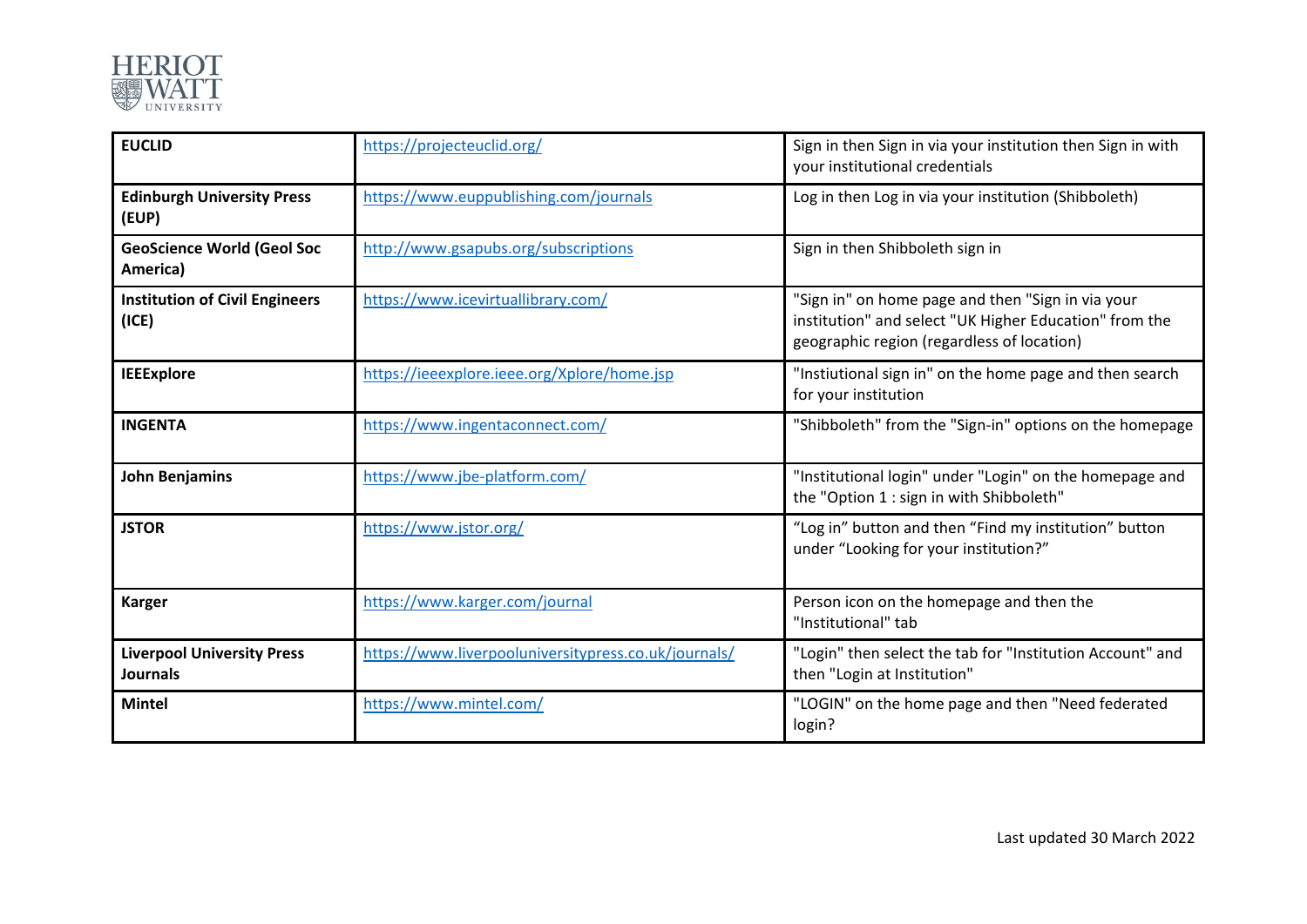| | | |
|---|---|---|
| **EUCLID** | https://projecteuclid.org/ | Sign in then Sign in via your institution then Sign in with your institutional credentials |
| **Edinburgh University Press (EUP)** | https://www.euppublishing.com/journals | Log in then Log in via your institution (Shibboleth) |
| **GeoScience World (Geol Soc America)** | http://www.gsapubs.org/subscriptions | Sign in then Shibboleth sign in |
| **Institution of Civil Engineers (ICE)** | https://www.icevirtuallibrary.com/ | "Sign in" on home page and then "Sign in via your institution" and select "UK Higher Education" from the geographic region (regardless of location) |
| **IEEExplore** | https://ieeexplore.ieee.org/Xplore/home.jsp | "Insiutional sign in" on the home page and then search for your institution |
| **INGENTA** | https://www.ingentaconnect.com/ | "Shibboleth" from the "Sign-in" options on the homepage |
| **John Benjamins** | https://www.jbe-platform.com/ | "Institutional login" under "Login" on the homepage and the "Option 1 : sign in with Shibboleth" |
| **JSTOR** | https://www.jstor.org/ | “Log in” button and then “Find my institution” button under “Looking for your institution?” |
| **Karger** | https://www.karger.com/journal | Person icon on the homepage and then the "Institutional" tab |
| **Liverpool University Press Journals** | https://www.liverpooluniversitypress.co.uk/journals/ | "Login" then select the tab for "Institution Account" and then "Login at Institution" |
| **Mintel** | https://www.mintel.com/ | "LOGIN" on the home page and then "Need federated login? |

Last updated 30 March 2022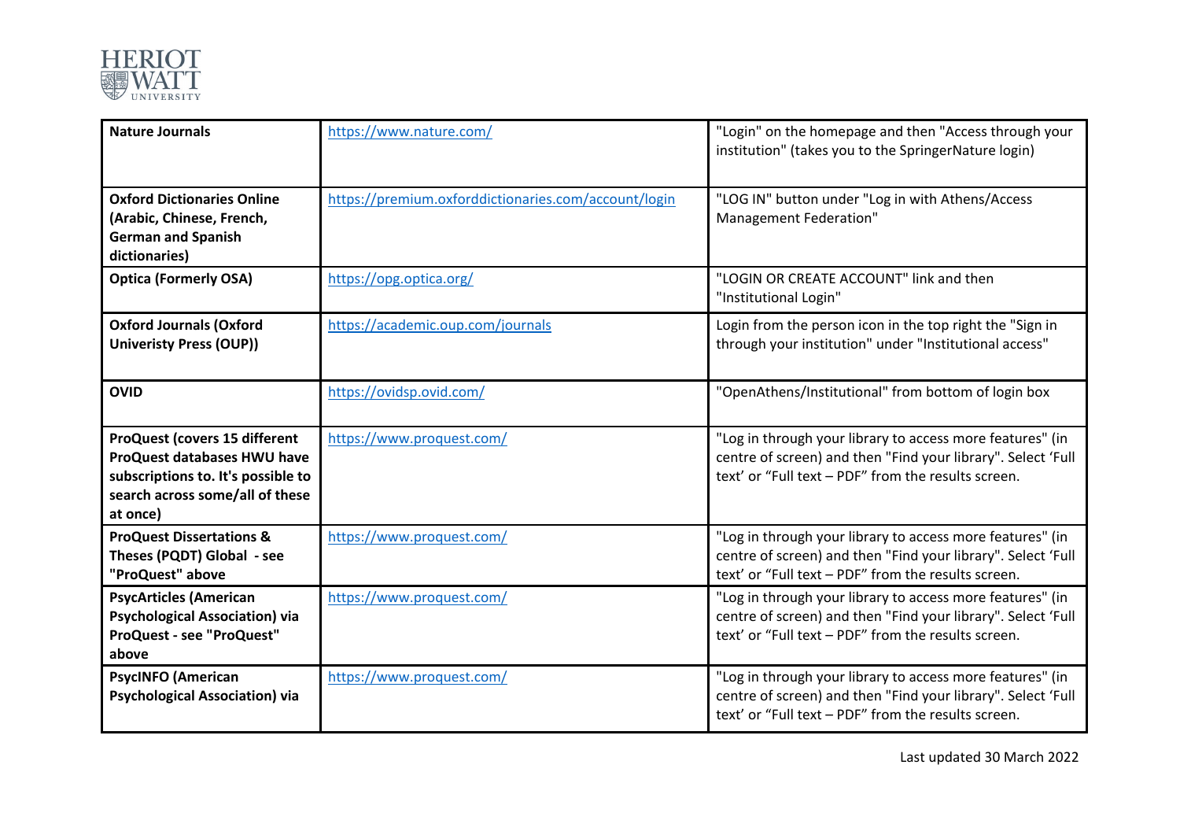| **Nature Journals** | https://www.nature.com/ | "Login" on the homepage and then "Access through your institution" (takes you to the SpringerNature login) |
|---|---|---|
| **Oxford Dictionaries Online (Arabic, Chinese, French, German and Spanish dictionaries)** | https://premium.oxforddictionaries.com/account/login | "LOG IN" button under "Log in with Athens/Access Management Federation" |
| **Optica (Formerly OSA)** | https://opg.optica.org/ | "LOGIN OR CREATE ACCOUNT" link and then "Institutional Login" |
| **Oxford Journals (Oxford Univeristy Press (OUP))** | https://academic.oup.com/journals | Login from the person icon in the top right the "Sign in through your institution" under "Institutional access" |
| **OVID** | https://ovidsp.ovid.com/ | "OpenAthens/Institutional" from bottom of login box |
| **ProQuest (covers 15 different ProQuest databases HWU have subscriptions to. It's possible to search across some/all of these at once)** | https://www.proquest.com/ | "Log in through your library to access more features" (in centre of screen) and then "Find your library". Select 'Full text' or "Full text – PDF" from the results screen. |
| **ProQuest Dissertations & Theses (PQDT) Global - see "ProQuest" above** | https://www.proquest.com/ | "Log in through your library to access more features" (in centre of screen) and then "Find your library". Select 'Full text' or "Full text – PDF" from the results screen. |
| **PsycArticles (American Psychological Association) via ProQuest - see "ProQuest" above** | https://www.proquest.com/ | "Log in through your library to access more features" (in centre of screen) and then "Find your library". Select 'Full text' or "Full text – PDF" from the results screen. |
| **PsycINFO (American Psychological Association) via** | https://www.proquest.com/ | "Log in through your library to access more features" (in centre of screen) and then "Find your library". Select 'Full text' or "Full text – PDF" from the results screen. |

Last updated 30 March 2022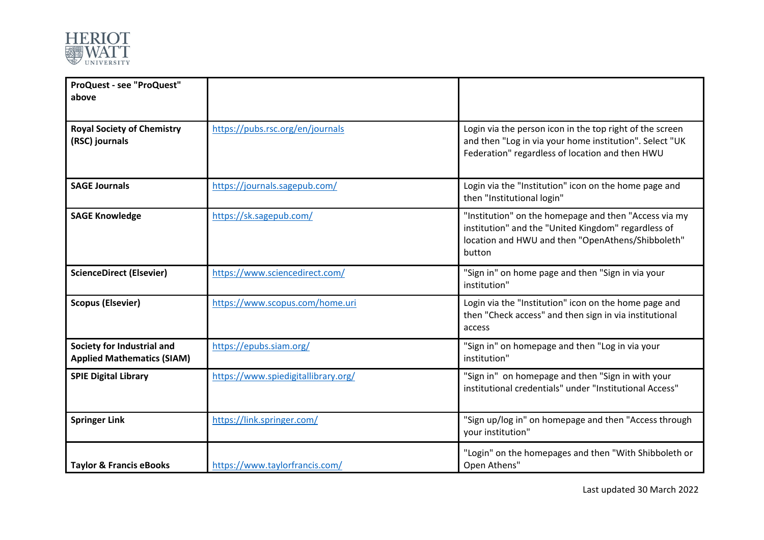| | | |
|---|---|---|
| **ProQuest - see "ProQuest" above** | | |
| **Royal Society of Chemistry (RSC) journals** | https://pubs.rsc.org/en/journals | Login via the person icon in the top right of the screen and then "Log in via your home institution". Select "UK Federation" regardless of location and then HWU |
| **SAGE Journals** | https://journals.sagepub.com/ | Login via the "Institution" icon on the home page and then "Institutional login" |
| **SAGE Knowledge** | https://sk.sagepub.com/ | "Institution" on the homepage and then "Access via my institution" and the "United Kingdom" regardless of location and HWU and then "OpenAthens/Shibboleth" button |
| **ScienceDirect (Elsevier)** | https://www.sciencedirect.com/ | "Sign in" on home page and then "Sign in via your institution" |
| **Scopus (Elsevier)** | https://www.scopus.com/home.uri | Login via the "Institution" icon on the home page and then "Check access" and then sign in via institutional access |
| **Society for Industrial and Applied Mathematics (SIAM)** | https://epubs.siam.org/ | "Sign in" on homepage and then "Log in via your institution" |
| **SPIE Digital Library** | https://www.spiedigitallibrary.org/ | "Sign in" on homepage and then "Sign in with your institutional credentials" under "Institutional Access" |
| **Springer Link** | https://link.springer.com/ | "Sign up/log in" on homepage and then "Access through your institution" |
| **Taylor & Francis eBooks** | https://www.taylorfrancis.com/ | "Login" on the homepages and then "With Shibboleth or Open Athens" |

Last updated 30 March 2022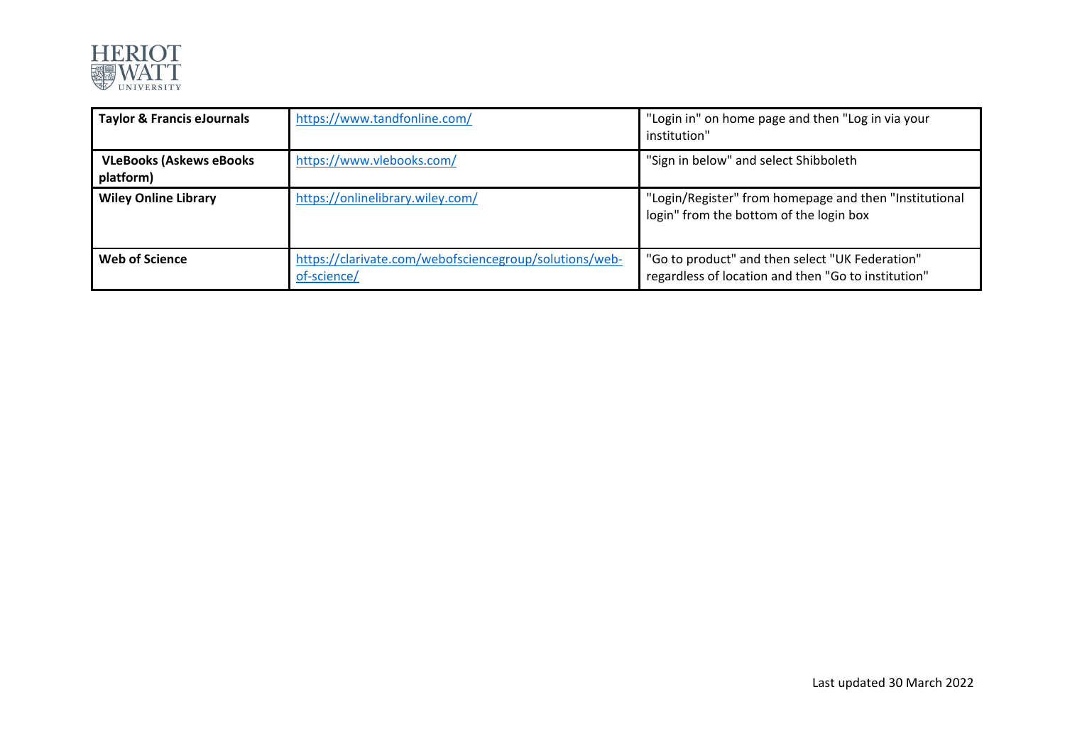| | | |
|---|---|---|
| **Taylor & Francis eJournals** | https://www.tandfonline.com/ | "Login in" on home page and then "Log in via your institution" |
| **VLeBooks (Askews eBooks platform)** | https://www.vlebooks.com/ | "Sign in below" and select Shibboleth |
| **Wiley Online Library** | https://onlinelibrary.wiley.com/ | "Login/Register" from homepage and then "Institutional login" from the bottom of the login box |
| **Web of Science** | https://clarivate.com/webofsciencegroup/solutions/web-of-science/ | "Go to product" and then select "UK Federation" regardless of location and then "Go to institution" |

Last updated 30 March 2022